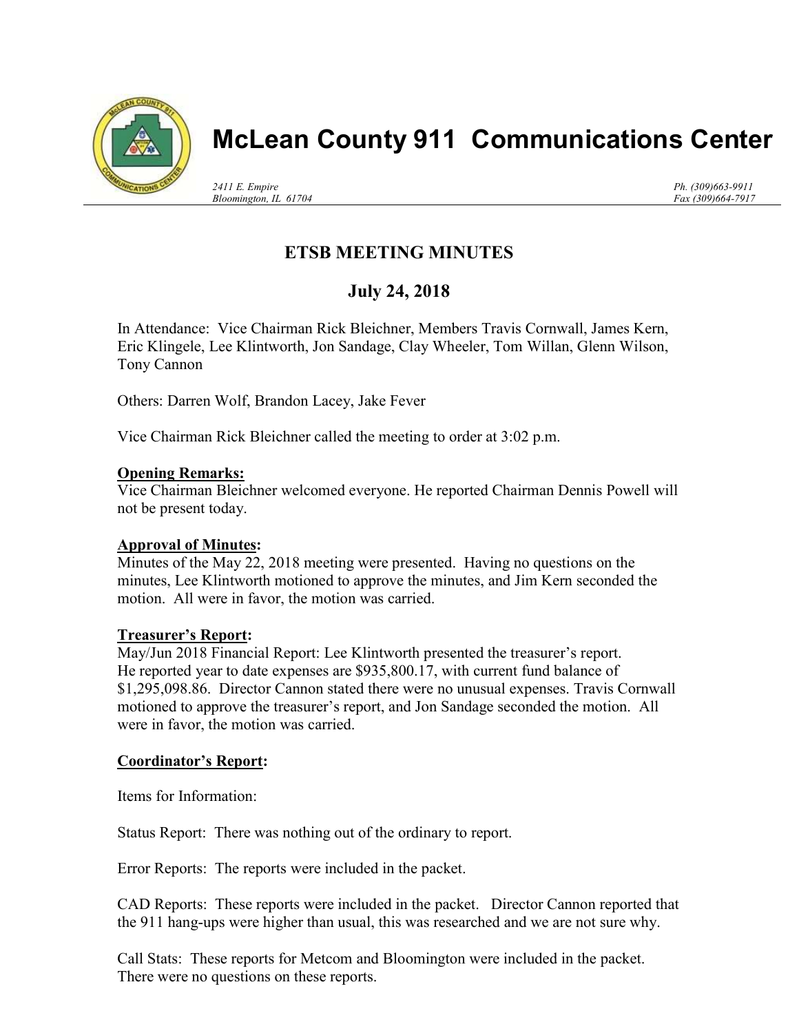# McLean County 911 Communications Center

2411 E. Empire
Bloomington, IL 61704

Ph. (309)663-9911
Fax (309)664-7917

## ETSB MEETING MINUTES

## July 24, 2018

In Attendance: Vice Chairman Rick Bleichner, Members Travis Cornwall, James Kern, Eric Klingele, Lee Klintworth, Jon Sandage, Clay Wheeler, Tom Willan, Glenn Wilson, Tony Cannon

Others: Darren Wolf, Brandon Lacey, Jake Fever

Vice Chairman Rick Bleichner called the meeting to order at 3:02 p.m.

**Opening Remarks:**
Vice Chairman Bleichner welcomed everyone. He reported Chairman Dennis Powell will not be present today.

**Approval of Minutes:**
Minutes of the May 22, 2018 meeting were presented. Having no questions on the minutes, Lee Klintworth motioned to approve the minutes, and Jim Kern seconded the motion. All were in favor, the motion was carried.

**Treasurer's Report:**
May/Jun 2018 Financial Report: Lee Klintworth presented the treasurer's report. He reported year to date expenses are $935,800.17, with current fund balance of $1,295,098.86. Director Cannon stated there were no unusual expenses. Travis Cornwall motioned to approve the treasurer's report, and Jon Sandage seconded the motion. All were in favor, the motion was carried.

**Coordinator's Report:**

Items for Information:

Status Report: There was nothing out of the ordinary to report.

Error Reports: The reports were included in the packet.

CAD Reports: These reports were included in the packet. Director Cannon reported that the 911 hang-ups were higher than usual, this was researched and we are not sure why.

Call Stats: These reports for Metcom and Bloomington were included in the packet. There were no questions on these reports.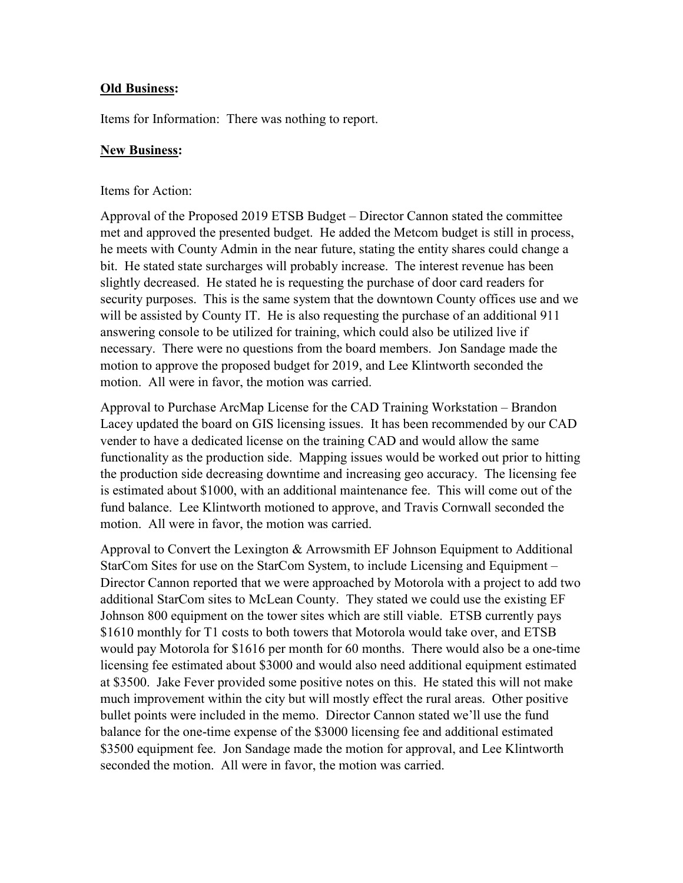**Old Business:**

Items for Information: There was nothing to report.

**New Business:**

Items for Action:

Approval of the Proposed 2019 ETSB Budget – Director Cannon stated the committee met and approved the presented budget. He added the Metcom budget is still in process, he meets with County Admin in the near future, stating the entity shares could change a bit. He stated state surcharges will probably increase. The interest revenue has been slightly decreased. He stated he is requesting the purchase of door card readers for security purposes. This is the same system that the downtown County offices use and we will be assisted by County IT. He is also requesting the purchase of an additional 911 answering console to be utilized for training, which could also be utilized live if necessary. There were no questions from the board members. Jon Sandage made the motion to approve the proposed budget for 2019, and Lee Klintworth seconded the motion. All were in favor, the motion was carried.

Approval to Purchase ArcMap License for the CAD Training Workstation – Brandon Lacey updated the board on GIS licensing issues. It has been recommended by our CAD vender to have a dedicated license on the training CAD and would allow the same functionality as the production side. Mapping issues would be worked out prior to hitting the production side decreasing downtime and increasing geo accuracy. The licensing fee is estimated about $1000, with an additional maintenance fee. This will come out of the fund balance. Lee Klintworth motioned to approve, and Travis Cornwall seconded the motion. All were in favor, the motion was carried.

Approval to Convert the Lexington & Arrowsmith EF Johnson Equipment to Additional StarCom Sites for use on the StarCom System, to include Licensing and Equipment – Director Cannon reported that we were approached by Motorola with a project to add two additional StarCom sites to McLean County. They stated we could use the existing EF Johnson 800 equipment on the tower sites which are still viable. ETSB currently pays $1610 monthly for T1 costs to both towers that Motorola would take over, and ETSB would pay Motorola for $1616 per month for 60 months. There would also be a one-time licensing fee estimated about $3000 and would also need additional equipment estimated at $3500. Jake Fever provided some positive notes on this. He stated this will not make much improvement within the city but will mostly effect the rural areas. Other positive bullet points were included in the memo. Director Cannon stated we'll use the fund balance for the one-time expense of the $3000 licensing fee and additional estimated $3500 equipment fee. Jon Sandage made the motion for approval, and Lee Klintworth seconded the motion. All were in favor, the motion was carried.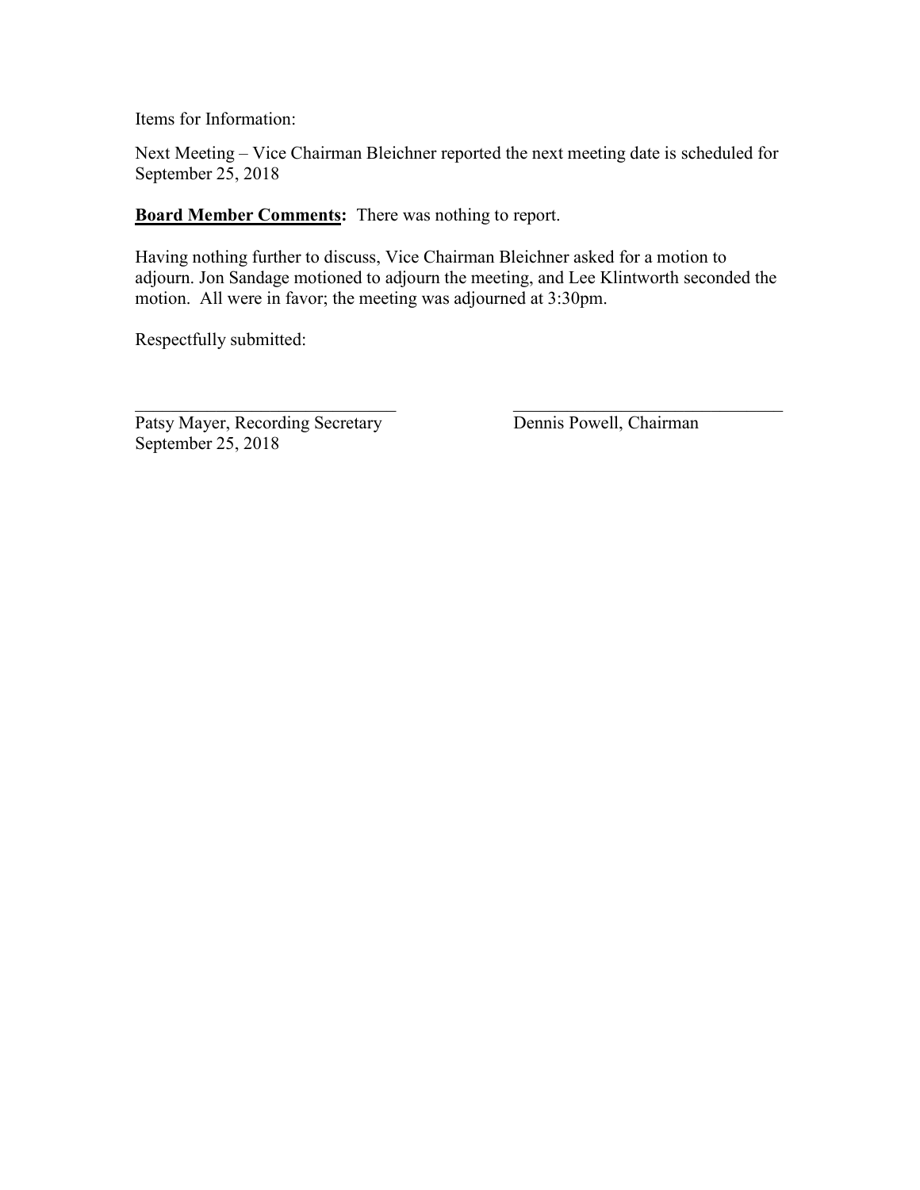Items for Information:

Next Meeting – Vice Chairman Bleichner reported the next meeting date is scheduled for September 25, 2018

**Board Member Comments:** There was nothing to report.

Having nothing further to discuss, Vice Chairman Bleichner asked for a motion to adjourn. Jon Sandage motioned to adjourn the meeting, and Lee Klintworth seconded the motion. All were in favor; the meeting was adjourned at 3:30pm.

Respectfully submitted:

| | |
|---|---|
| ______________________________ | ______________________________ |
| Patsy Mayer, Recording Secretary | Dennis Powell, Chairman |
| September 25, 2018 | |